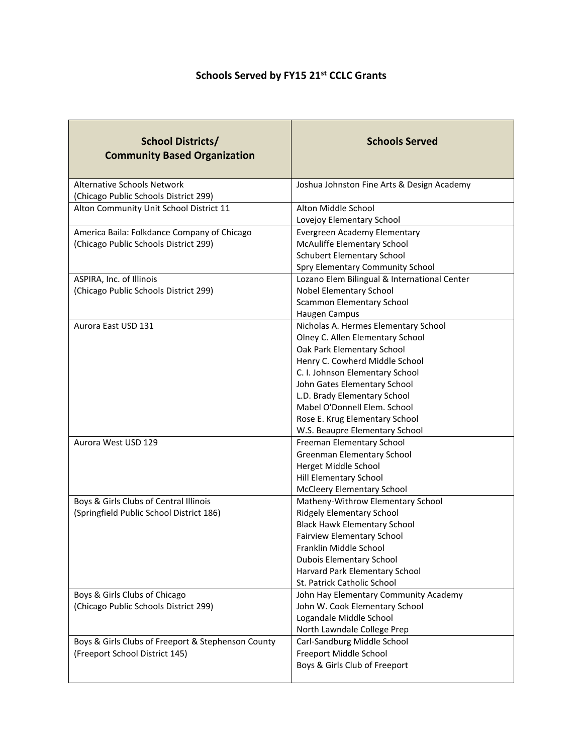# Schools Served by FY15 21st CCLC Grants

| School Districts/ Community Based Organization | Schools Served |
| --- | --- |
| Alternative Schools Network (Chicago Public Schools District 299) | Joshua Johnston Fine Arts & Design Academy |
| Alton Community Unit School District 11 | Alton Middle School<br>Lovejoy Elementary School |
| America Baila: Folkdance Company of Chicago (Chicago Public Schools District 299) | Evergreen Academy Elementary<br>McAuliffe Elementary School<br>Schubert Elementary School<br>Spry Elementary Community School |
| ASPIRA, Inc. of Illinois (Chicago Public Schools District 299) | Lozano Elem Bilingual & International Center<br>Nobel Elementary School<br>Scammon Elementary School<br>Haugen Campus |
| Aurora East USD 131 | Nicholas A. Hermes Elementary School<br>Olney C. Allen Elementary School<br>Oak Park Elementary School<br>Henry C. Cowherd Middle School<br>C. I. Johnson Elementary School<br>John Gates Elementary School<br>L.D. Brady Elementary School<br>Mabel O'Donnell Elem. School<br>Rose E. Krug Elementary School<br>W.S. Beaupre Elementary School |
| Aurora West USD 129 | Freeman Elementary School<br>Greenman Elementary School<br>Herget Middle School<br>Hill Elementary School<br>McCleery Elementary School |
| Boys & Girls Clubs of Central Illinois (Springfield Public School District 186) | Matheny-Withrow Elementary School<br>Ridgely Elementary School<br>Black Hawk Elementary School<br>Fairview Elementary School<br>Franklin Middle School<br>Dubois Elementary School<br>Harvard Park Elementary School<br>St. Patrick Catholic School |
| Boys & Girls Clubs of Chicago (Chicago Public Schools District 299) | John Hay Elementary Community Academy<br>John W. Cook Elementary School<br>Logandale Middle School<br>North Lawndale College Prep |
| Boys & Girls Clubs of Freeport & Stephenson County (Freeport School District 145) | Carl-Sandburg Middle School<br>Freeport Middle School<br>Boys & Girls Club of Freeport |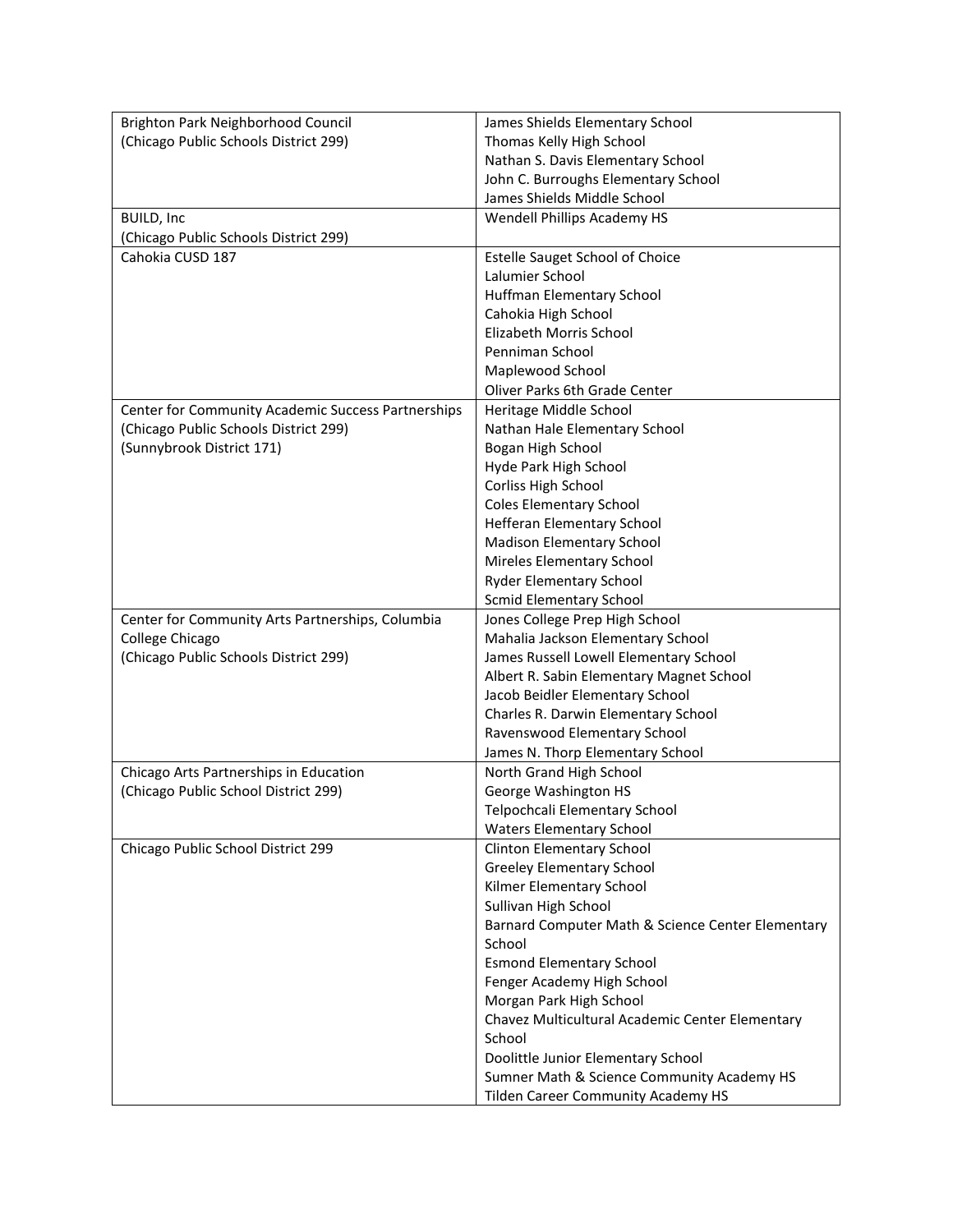| | |
|---|---|
| Brighton Park Neighborhood Council<br>(Chicago Public Schools District 299) | James Shields Elementary School<br>Thomas Kelly High School<br>Nathan S. Davis Elementary School<br>John C. Burroughs Elementary School<br>James Shields Middle School |
| BUILD, Inc<br>(Chicago Public Schools District 299) | Wendell Phillips Academy HS |
| Cahokia CUSD 187 | Estelle Sauget School of Choice<br>Lalumier School<br>Huffman Elementary School<br>Cahokia High School<br>Elizabeth Morris School<br>Penniman School<br>Maplewood School<br>Oliver Parks 6th Grade Center |
| Center for Community Academic Success Partnerships<br>(Chicago Public Schools District 299)<br>(Sunnybrook District 171) | Heritage Middle School<br>Nathan Hale Elementary School<br>Bogan High School<br>Hyde Park High School<br>Corliss High School<br>Coles Elementary School<br>Hefferan Elementary School<br>Madison Elementary School<br>Mireles Elementary School<br>Ryder Elementary School<br>Scmid Elementary School |
| Center for Community Arts Partnerships, Columbia College Chicago<br>(Chicago Public Schools District 299) | Jones College Prep High School<br>Mahalia Jackson Elementary School<br>James Russell Lowell Elementary School<br>Albert R. Sabin Elementary Magnet School<br>Jacob Beidler Elementary School<br>Charles R. Darwin Elementary School<br>Ravenswood Elementary School<br>James N. Thorp Elementary School |
| Chicago Arts Partnerships in Education<br>(Chicago Public School District 299) | North Grand High School<br>George Washington HS<br>Telpochcali Elementary School<br>Waters Elementary School |
| Chicago Public School District 299 | Clinton Elementary School<br>Greeley Elementary School<br>Kilmer Elementary School<br>Sullivan High School<br>Barnard Computer Math & Science Center Elementary School<br>Esmond Elementary School<br>Fenger Academy High School<br>Morgan Park High School<br>Chavez Multicultural Academic Center Elementary School<br>Doolittle Junior Elementary School<br>Sumner Math & Science Community Academy HS<br>Tilden Career Community Academy HS |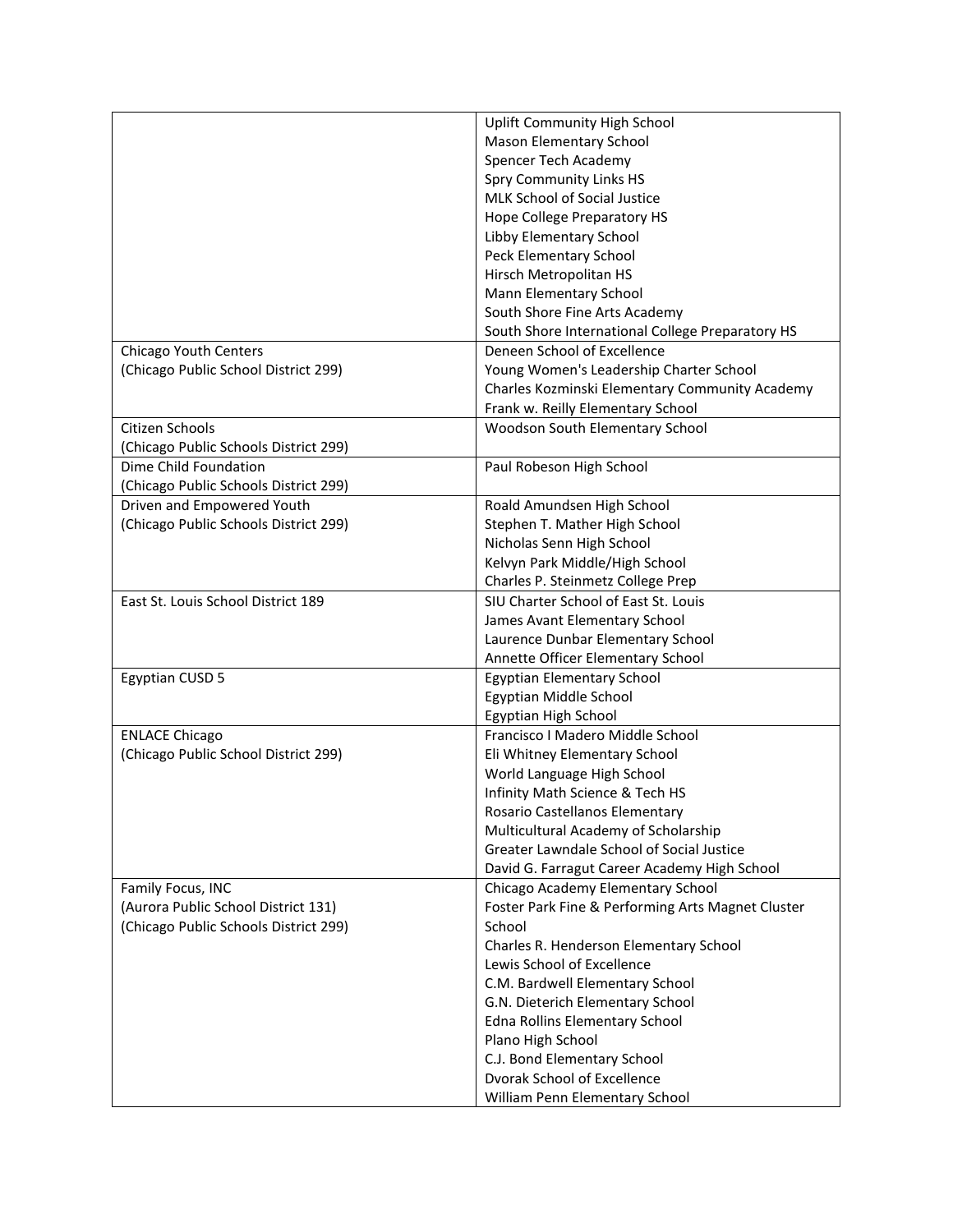| | |
|---|---|
| | Uplift Community High School<br>Mason Elementary School<br>Spencer Tech Academy<br>Spry Community Links HS<br>MLK School of Social Justice<br>Hope College Preparatory HS<br>Libby Elementary School<br>Peck Elementary School<br>Hirsch Metropolitan HS<br>Mann Elementary School<br>South Shore Fine Arts Academy<br>South Shore International College Preparatory HS |
| Chicago Youth Centers<br>(Chicago Public School District 299) | Deneen School of Excellence<br>Young Women's Leadership Charter School<br>Charles Kozminski Elementary Community Academy<br>Frank w. Reilly Elementary School |
| Citizen Schools<br>(Chicago Public Schools District 299) | Woodson South Elementary School |
| Dime Child Foundation<br>(Chicago Public Schools District 299) | Paul Robeson High School |
| Driven and Empowered Youth<br>(Chicago Public Schools District 299) | Roald Amundsen High School<br>Stephen T. Mather High School<br>Nicholas Senn High School<br>Kelvyn Park Middle/High School<br>Charles P. Steinmetz College Prep |
| East St. Louis School District 189 | SIU Charter School of East St. Louis<br>James Avant Elementary School<br>Laurence Dunbar Elementary School<br>Annette Officer Elementary School |
| Egyptian CUSD 5 | Egyptian Elementary School<br>Egyptian Middle School<br>Egyptian High School |
| ENLACE Chicago<br>(Chicago Public School District 299) | Francisco I Madero Middle School<br>Eli Whitney Elementary School<br>World Language High School<br>Infinity Math Science & Tech HS<br>Rosario Castellanos Elementary<br>Multicultural Academy of Scholarship<br>Greater Lawndale School of Social Justice<br>David G. Farragut Career Academy High School |
| Family Focus, INC<br>(Aurora Public School District 131)<br>(Chicago Public Schools District 299) | Chicago Academy Elementary School<br>Foster Park Fine & Performing Arts Magnet Cluster School<br>Charles R. Henderson Elementary School<br>Lewis School of Excellence<br>C.M. Bardwell Elementary School<br>G.N. Dieterich Elementary School<br>Edna Rollins Elementary School<br>Plano High School<br>C.J. Bond Elementary School<br>Dvorak School of Excellence<br>William Penn Elementary School |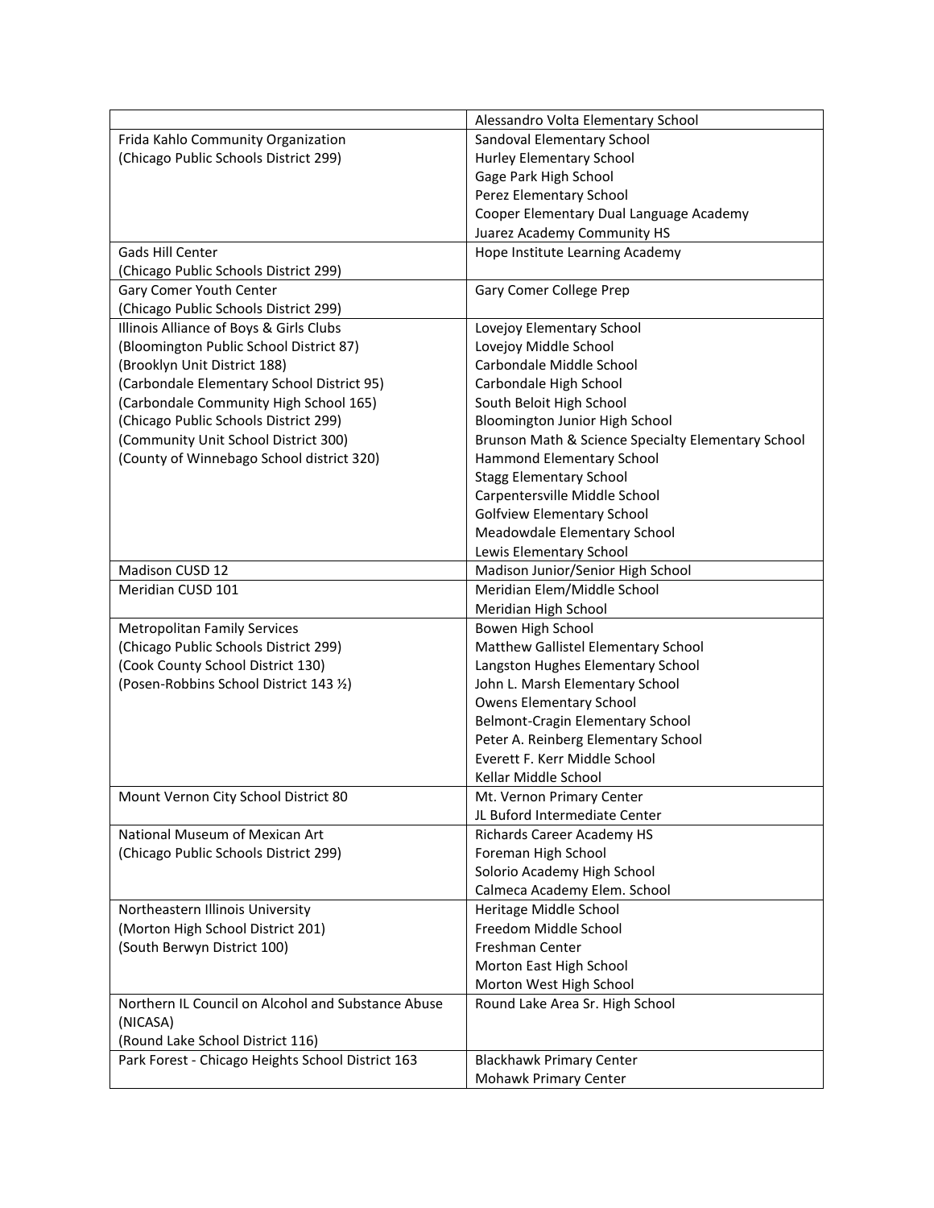| | |
|---|---|
| | Alessandro Volta Elementary School |
| Frida Kahlo Community Organization<br>(Chicago Public Schools District 299) | Sandoval Elementary School<br>Hurley Elementary School<br>Gage Park High School<br>Perez Elementary School<br>Cooper Elementary Dual Language Academy<br>Juarez Academy Community HS |
| Gads Hill Center<br>(Chicago Public Schools District 299) | Hope Institute Learning Academy |
| Gary Comer Youth Center<br>(Chicago Public Schools District 299) | Gary Comer College Prep |
| Illinois Alliance of Boys & Girls Clubs<br>(Bloomington Public School District 87)<br>(Brooklyn Unit District 188)<br>(Carbondale Elementary School District 95)<br>(Carbondale Community High School 165)<br>(Chicago Public Schools District 299)<br>(Community Unit School District 300)<br>(County of Winnebago School district 320) | Lovejoy Elementary School<br>Lovejoy Middle School<br>Carbondale Middle School<br>Carbondale High School<br>South Beloit High School<br>Bloomington Junior High School<br>Brunson Math & Science Specialty Elementary School<br>Hammond Elementary School<br>Stagg Elementary School<br>Carpentersville Middle School<br>Golfview Elementary School<br>Meadowdale Elementary School<br>Lewis Elementary School |
| Madison CUSD 12 | Madison Junior/Senior High School |
| Meridian CUSD 101 | Meridian Elem/Middle School<br>Meridian High School |
| Metropolitan Family Services<br>(Chicago Public Schools District 299)<br>(Cook County School District 130)<br>(Posen-Robbins School District 143 ½) | Bowen High School<br>Matthew Gallistel Elementary School<br>Langston Hughes Elementary School<br>John L. Marsh Elementary School<br>Owens Elementary School<br>Belmont-Cragin Elementary School<br>Peter A. Reinberg Elementary School<br>Everett F. Kerr Middle School<br>Kellar Middle School |
| Mount Vernon City School District 80 | Mt. Vernon Primary Center<br>JL Buford Intermediate Center |
| National Museum of Mexican Art<br>(Chicago Public Schools District 299) | Richards Career Academy HS<br>Foreman High School<br>Solorio Academy High School<br>Calmeca Academy Elem. School |
| Northeastern Illinois University<br>(Morton High School District 201)<br>(South Berwyn District 100) | Heritage Middle School<br>Freedom Middle School<br>Freshman Center<br>Morton East High School<br>Morton West High School |
| Northern IL Council on Alcohol and Substance Abuse (NICASA)<br>(Round Lake School District 116) | Round Lake Area Sr. High School |
| Park Forest - Chicago Heights School District 163 | Blackhawk Primary Center<br>Mohawk Primary Center |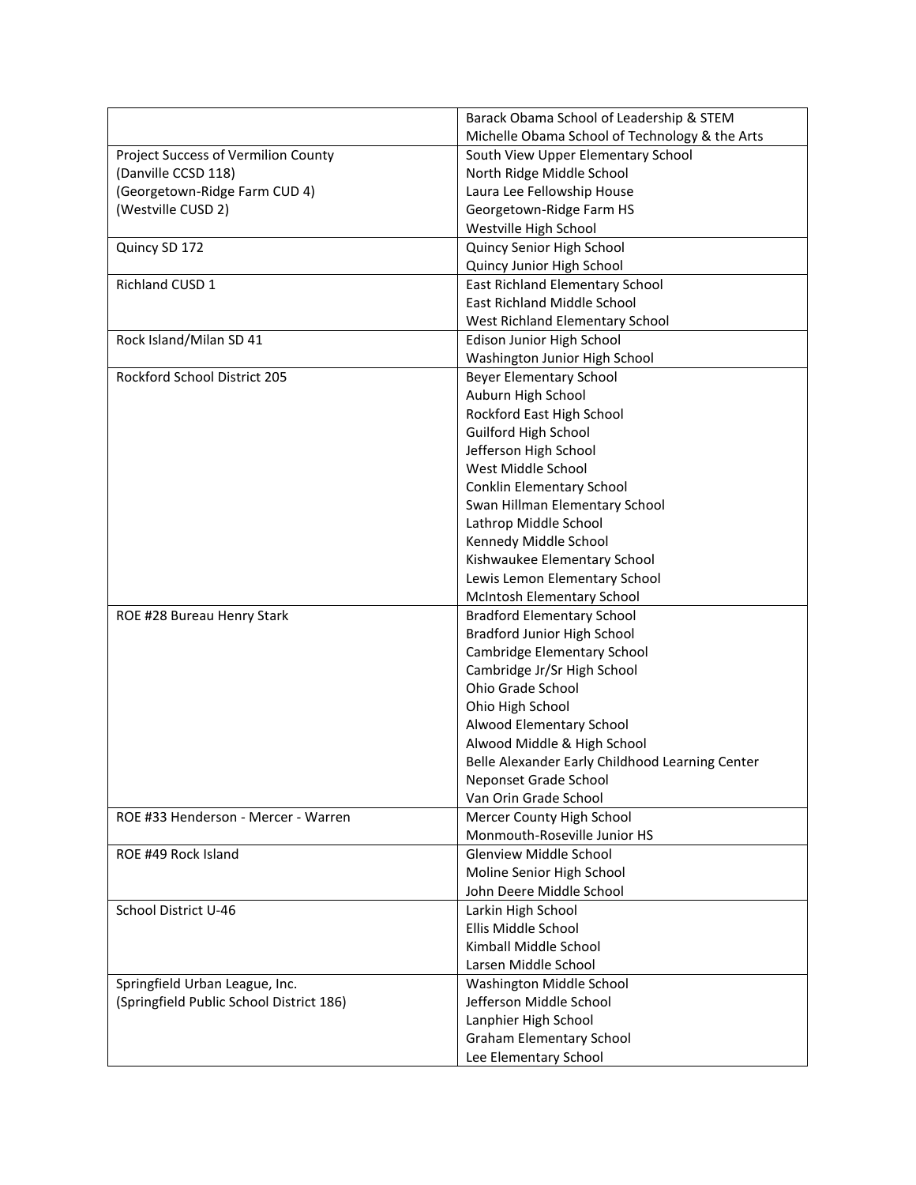| | |
|---|---|
| | Barack Obama School of Leadership & STEM<br>Michelle Obama School of Technology & the Arts |
| Project Success of Vermilion County<br>(Danville CCSD 118)<br>(Georgetown-Ridge Farm CUD 4)<br>(Westville CUSD 2) | South View Upper Elementary School<br>North Ridge Middle School<br>Laura Lee Fellowship House<br>Georgetown-Ridge Farm HS<br>Westville High School |
| Quincy SD 172 | Quincy Senior High School<br>Quincy Junior High School |
| Richland CUSD 1 | East Richland Elementary School<br>East Richland Middle School<br>West Richland Elementary School |
| Rock Island/Milan SD 41 | Edison Junior High School<br>Washington Junior High School |
| Rockford School District 205 | Beyer Elementary School<br>Auburn High School<br>Rockford East High School<br>Guilford High School<br>Jefferson High School<br>West Middle School<br>Conklin Elementary School<br>Swan Hillman Elementary School<br>Lathrop Middle School<br>Kennedy Middle School<br>Kishwaukee Elementary School<br>Lewis Lemon Elementary School<br>McIntosh Elementary School |
| ROE #28 Bureau Henry Stark | Bradford Elementary School<br>Bradford Junior High School<br>Cambridge Elementary School<br>Cambridge Jr/Sr High School<br>Ohio Grade School<br>Ohio High School<br>Alwood Elementary School<br>Alwood Middle & High School<br>Belle Alexander Early Childhood Learning Center<br>Neponset Grade School<br>Van Orin Grade School |
| ROE #33 Henderson - Mercer - Warren | Mercer County High School<br>Monmouth-Roseville Junior HS |
| ROE #49 Rock Island | Glenview Middle School<br>Moline Senior High School<br>John Deere Middle School |
| School District U-46 | Larkin High School<br>Ellis Middle School<br>Kimball Middle School<br>Larsen Middle School |
| Springfield Urban League, Inc.<br>(Springfield Public School District 186) | Washington Middle School<br>Jefferson Middle School<br>Lanphier High School<br>Graham Elementary School<br>Lee Elementary School |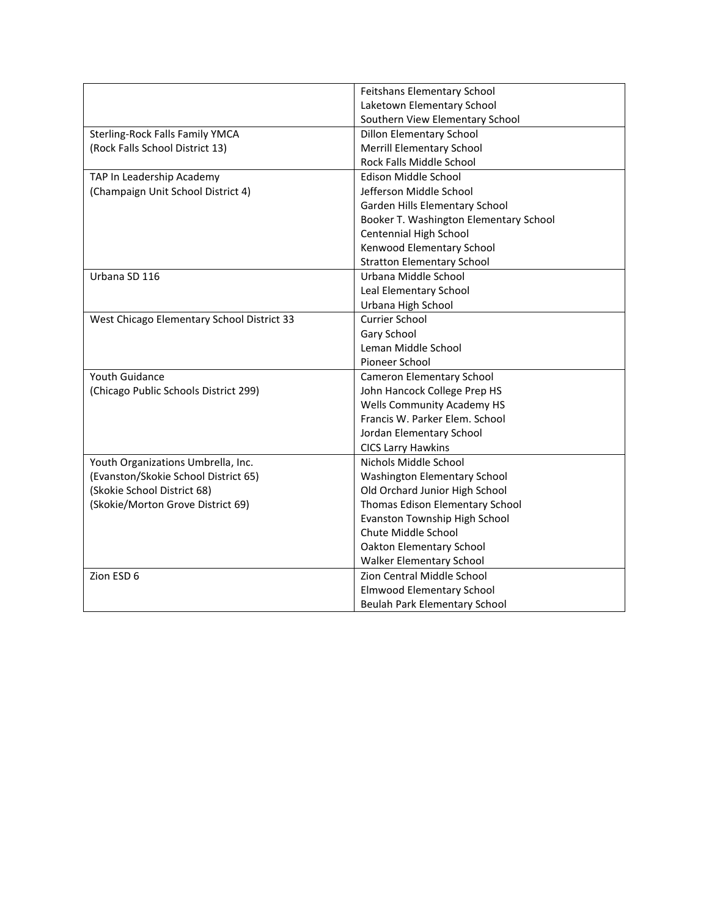| | |
|---|---|
| | Feitshans Elementary School<br>Laketown Elementary School<br>Southern View Elementary School |
| Sterling-Rock Falls Family YMCA<br>(Rock Falls School District 13) | Dillon Elementary School<br>Merrill Elementary School<br>Rock Falls Middle School |
| TAP In Leadership Academy<br>(Champaign Unit School District 4) | Edison Middle School<br>Jefferson Middle School<br>Garden Hills Elementary School<br>Booker T. Washington Elementary School<br>Centennial High School<br>Kenwood Elementary School<br>Stratton Elementary School |
| Urbana SD 116 | Urbana Middle School<br>Leal Elementary School<br>Urbana High School |
| West Chicago Elementary School District 33 | Currier School<br>Gary School<br>Leman Middle School<br>Pioneer School |
| Youth Guidance<br>(Chicago Public Schools District 299) | Cameron Elementary School<br>John Hancock College Prep HS<br>Wells Community Academy HS<br>Francis W. Parker Elem. School<br>Jordan Elementary School<br>CICS Larry Hawkins |
| Youth Organizations Umbrella, Inc.<br>(Evanston/Skokie School District 65)<br>(Skokie School District 68)<br>(Skokie/Morton Grove District 69) | Nichols Middle School<br>Washington Elementary School<br>Old Orchard Junior High School<br>Thomas Edison Elementary School<br>Evanston Township High School<br>Chute Middle School<br>Oakton Elementary School<br>Walker Elementary School |
| Zion ESD 6 | Zion Central Middle School<br>Elmwood Elementary School<br>Beulah Park Elementary School |